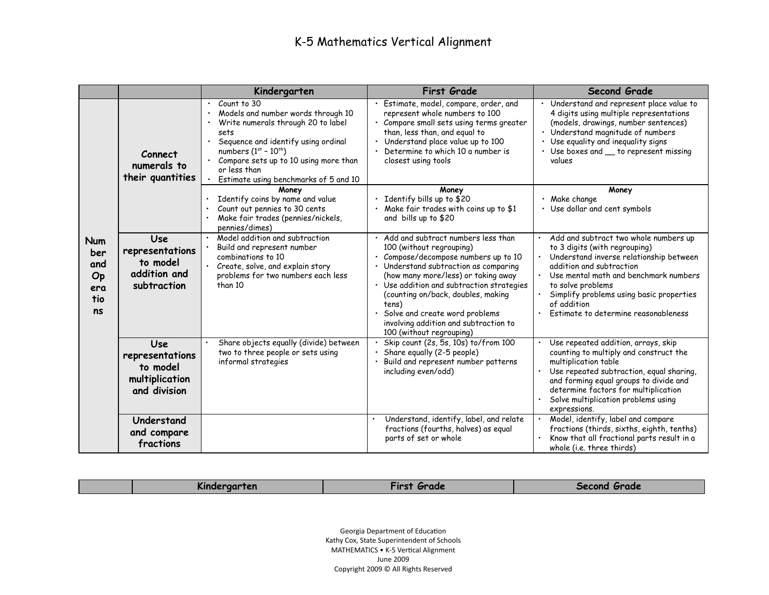# K-5 Mathematics Vertical Alignment

| | | Kindergarten | First Grade | Second Grade |
|---|---|---|---|---|
| Number and Operations | **Connect numerals to their quantities** | • Count to 30<br>• Models and number words through 10<br>• Write numerals through 20 to label sets<br>• Sequence and identify using ordinal numbers (1st – 10th)<br>• Compare sets up to 10 using more than or less than<br>• Estimate using benchmarks of 5 and 10 | • Estimate, model, compare, order, and represent whole numbers to 100<br>• Compare small sets using terms greater than, less than, and equal to<br>• Understand place value up to 100<br>• Determine to which 10 a number is closest using tools | • Understand and represent place value to 4 digits using multiple representations (models, drawings, number sentences)<br>• Understand magnitude of numbers<br>• Use equality and inequality signs<br>• Use boxes and __ to represent missing values |
| | | **Money**<br>• Identify coins by name and value<br>• Count out pennies to 30 cents<br>• Make fair trades (pennies/nickels, pennies/dimes) | **Money**<br>• Identify bills up to $20<br>• Make fair trades with coins up to $1 and bills up to $20 | **Money**<br>• Make change<br>• Use dollar and cent symbols |
| | **Use representations to model addition and subtraction** | • Model addition and subtraction<br>• Build and represent number combinations to 10<br>• Create, solve, and explain story problems for two numbers each less than 10 | • Add and subtract numbers less than 100 (without regrouping)<br>• Compose/decompose numbers up to 10<br>• Understand subtraction as comparing (how many more/less) or taking away<br>• Use addition and subtraction strategies (counting on/back, doubles, making tens)<br>• Solve and create word problems involving addition and subtraction to 100 (without regrouping) | • Add and subtract two whole numbers up to 3 digits (with regrouping)<br>• Understand inverse relationship between addition and subtraction<br>• Use mental math and benchmark numbers to solve problems<br>• Simplify problems using basic properties of addition<br>• Estimate to determine reasonableness |
| | **Use representations to model multiplication and division** | • Share objects equally (divide) between two to three people or sets using informal strategies | • Skip count (2s, 5s, 10s) to/from 100<br>• Share equally (2-5 people)<br>• Build and represent number patterns including even/odd) | • Use repeated addition, arrays, skip counting to multiply and construct the multiplication table<br>• Use repeated subtraction, equal sharing, and forming equal groups to divide and determine factors for multiplication<br>• Solve multiplication problems using expressions. |
| | **Understand and compare fractions** | | • Understand, identify, label, and relate fractions (fourths, halves) as equal parts of set or whole | • Model, identify, label and compare fractions (thirds, sixths, eighth, tenths)<br>• Know that all fractional parts result in a whole (i.e. three thirds) |

| | Kindergarten | First Grade | Second Grade |
|---|---|---|---|

Georgia Department of Education
Kathy Cox, State Superintendent of Schools
MATHEMATICS • K-5 Vertical Alignment
June 2009
Copyright 2009 © All Rights Reserved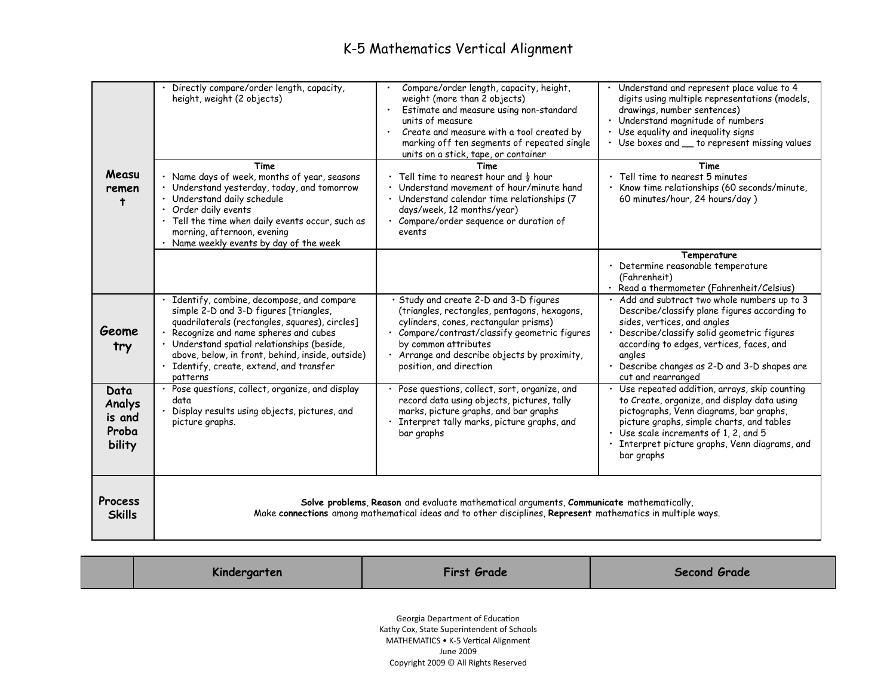# K-5 Mathematics Vertical Alignment

| | Kindergarten | First Grade | Second Grade |
|---|---|---|---|
| **Measurement** | • Directly compare/order length, capacity, height, weight (2 objects) | • Compare/order length, capacity, height, weight (more than 2 objects)<br>• Estimate and measure using non-standard units of measure<br>• Create and measure with a tool created by marking off ten segments of repeated single units on a stick, tape, or container | • Understand and represent place value to 4 digits using multiple representations (models, drawings, number sentences)<br>• Understand magnitude of numbers<br>• Use equality and inequality signs<br>• Use boxes and __ to represent missing values |
| | **Time**<br>• Name days of week, months of year, seasons<br>• Understand yesterday, today, and tomorrow<br>• Understand daily schedule<br>• Order daily events<br>• Tell the time when daily events occur, such as morning, afternoon, evening<br>• Name weekly events by day of the week | **Time**<br>• Tell time to nearest hour and ½ hour<br>• Understand movement of hour/minute hand<br>• Understand calendar time relationships (7 days/week, 12 months/year)<br>• Compare/order sequence or duration of events | **Time**<br>• Tell time to nearest 5 minutes<br>• Know time relationships (60 seconds/minute, 60 minutes/hour, 24 hours/day ) |
| | | | **Temperature**<br>• Determine reasonable temperature (Fahrenheit)<br>• Read a thermometer (Fahrenheit/Celsius) |
| **Geometry** | • Identify, combine, decompose, and compare simple 2-D and 3-D figures [triangles, quadrilaterals (rectangles, squares), circles]<br>• Recognize and name spheres and cubes<br>• Understand spatial relationships (beside, above, below, in front, behind, inside, outside)<br>• Identify, create, extend, and transfer patterns | • Study and create 2-D and 3-D figures (triangles, rectangles, pentagons, hexagons, cylinders, cones, rectangular prisms)<br>• Compare/contrast/classify geometric figures by common attributes<br>• Arrange and describe objects by proximity, position, and direction | • Add and subtract two whole numbers up to 3 Describe/classify plane figures according to sides, vertices, and angles<br>• Describe/classify solid geometric figures according to edges, vertices, faces, and angles<br>• Describe changes as 2-D and 3-D shapes are cut and rearranged |
| **Data Analysis and Probability** | • Pose questions, collect, organize, and display data<br>• Display results using objects, pictures, and picture graphs. | • Pose questions, collect, sort, organize, and record data using objects, pictures, tally marks, picture graphs, and bar graphs<br>• Interpret tally marks, picture graphs, and bar graphs | • Use repeated addition, arrays, skip counting to Create, organize, and display data using pictographs, Venn diagrams, bar graphs, picture graphs, simple charts, and tables<br>• Use scale increments of 1, 2, and 5<br>• Interpret picture graphs, Venn diagrams, and bar graphs |
| **Process Skills** | **Solve problems**, **Reason** and evaluate mathematical arguments, **Communicate** mathematically, Make **connections** among mathematical ideas and to other disciplines, **Represent** mathematics in multiple ways. | | |

Georgia Department of Education
Kathy Cox, State Superintendent of Schools
MATHEMATICS • K-5 Vertical Alignment
June 2009
Copyright 2009 © All Rights Reserved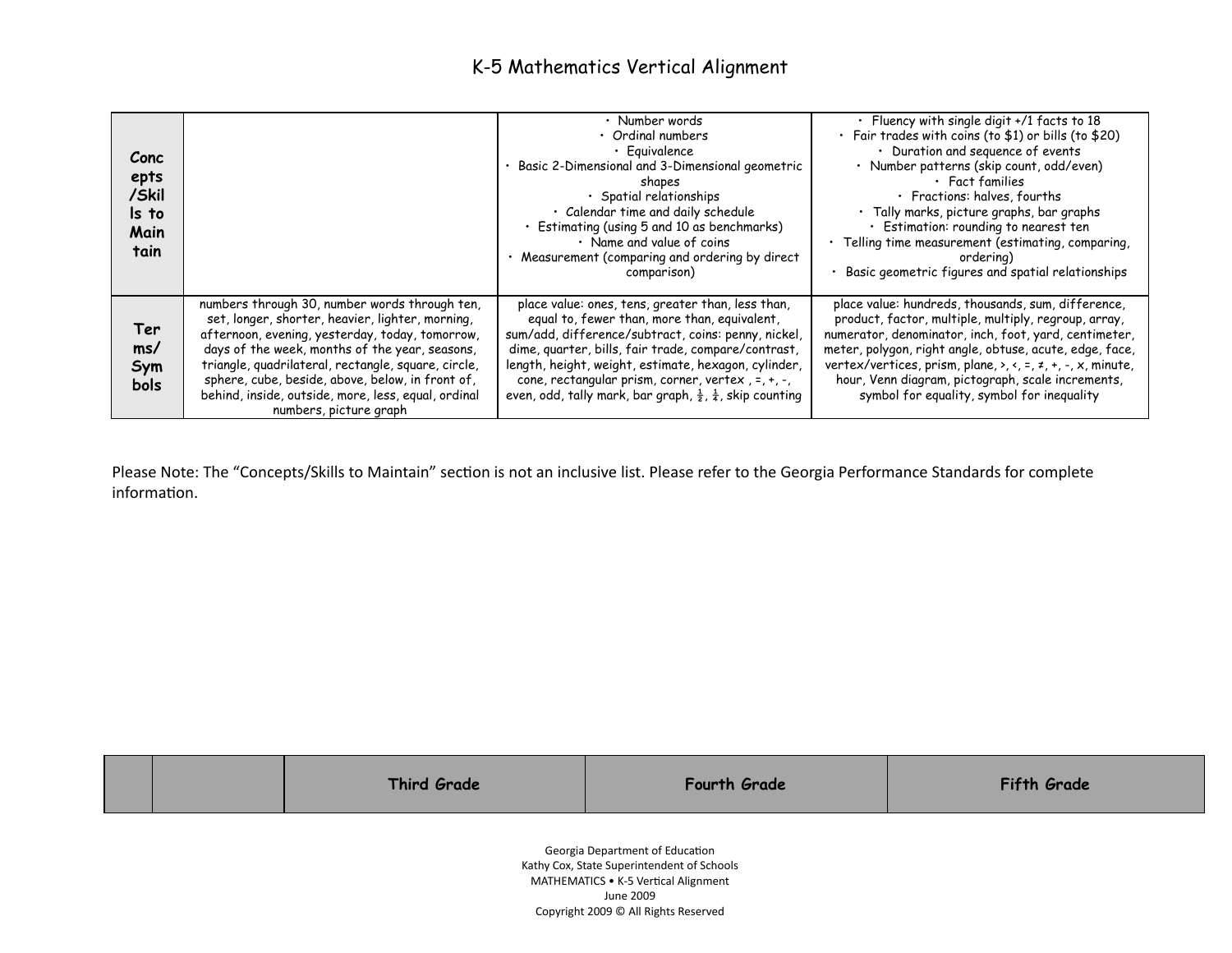# K-5 Mathematics Vertical Alignment

| | | | |
|---|---|---|---|
| **Concepts/Skills to Maintain** | | • Number words • Ordinal numbers • Equivalence • Basic 2-Dimensional and 3-Dimensional geometric shapes • Spatial relationships • Calendar time and daily schedule • Estimating (using 5 and 10 as benchmarks) • Name and value of coins • Measurement (comparing and ordering by direct comparison) | • Fluency with single digit +/1 facts to 18 • Fair trades with coins (to $1) or bills (to $20) • Duration and sequence of events • Number patterns (skip count, odd/even) • Fact families • Fractions: halves, fourths • Tally marks, picture graphs, bar graphs • Estimation: rounding to nearest ten • Telling time measurement (estimating, comparing, ordering) • Basic geometric figures and spatial relationships |
| **Terms/Symbols** | numbers through 30, number words through ten, set, longer, shorter, heavier, lighter, morning, afternoon, evening, yesterday, today, tomorrow, days of the week, months of the year, seasons, triangle, quadrilateral, rectangle, square, circle, sphere, cube, beside, above, below, in front of, behind, inside, outside, more, less, equal, ordinal numbers, picture graph | place value: ones, tens, greater than, less than, equal to, fewer than, more than, equivalent, sum/add, difference/subtract, coins: penny, nickel, dime, quarter, bills, fair trade, compare/contrast, length, height, weight, estimate, hexagon, cylinder, cone, rectangular prism, corner, vertex , =, +, -, even, odd, tally mark, bar graph, $\frac{1}{2}$, $\frac{1}{4}$, skip counting | place value: hundreds, thousands, sum, difference, product, factor, multiple, multiply, regroup, array, numerator, denominator, inch, foot, yard, centimeter, meter, polygon, right angle, obtuse, acute, edge, face, vertex/vertices, prism, plane, >, <, =, ≠, +, -, x, minute, hour, Venn diagram, pictograph, scale increments, symbol for equality, symbol for inequality |

Please Note: The "Concepts/Skills to Maintain" section is not an inclusive list. Please refer to the Georgia Performance Standards for complete information.

| | | Third Grade | Fourth Grade | Fifth Grade |
|---|---|---|---|---|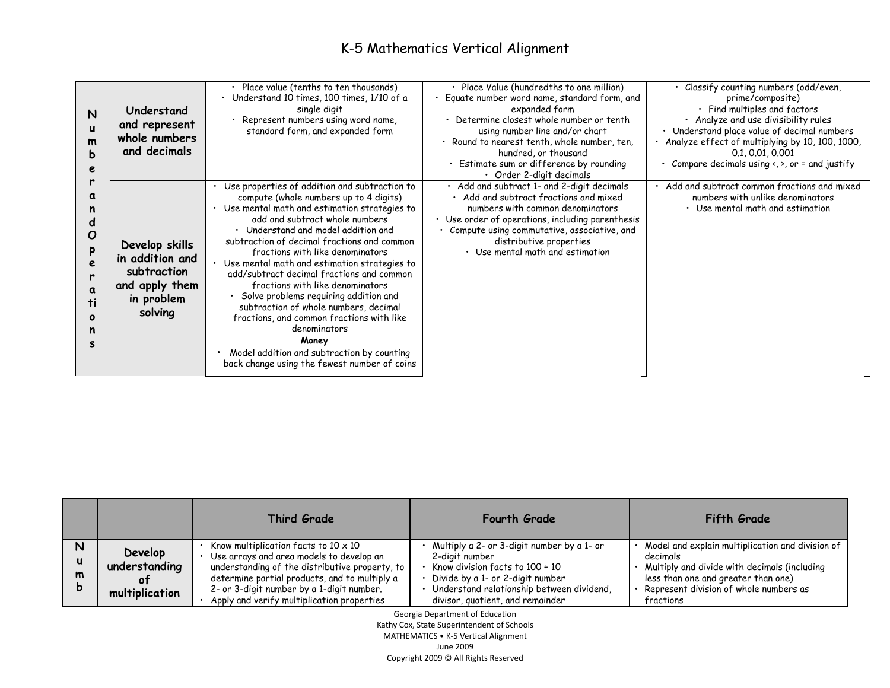# K-5 Mathematics Vertical Alignment

| | | | | |
|---|---|---|---|---|
| Number and Operations | **Understand and represent whole numbers and decimals** | • Place value (tenths to ten thousands)<br>• Understand 10 times, 100 times, 1/10 of a single digit<br>• Represent numbers using word name, standard form, and expanded form | • Place Value (hundredths to one million)<br>• Equate number word name, standard form, and expanded form<br>• Determine closest whole number or tenth using number line and/or chart<br>• Round to nearest tenth, whole number, ten, hundred, or thousand<br>• Estimate sum or difference by rounding<br>• Order 2-digit decimals | • Classify counting numbers (odd/even, prime/composite)<br>• Find multiples and factors<br>• Analyze and use divisibility rules<br>• Understand place value of decimal numbers<br>• Analyze effect of multiplying by 10, 100, 1000, 0.1, 0.01, 0.001<br>• Compare decimals using <, >, or = and justify |
| | **Develop skills in addition and subtraction and apply them in problem solving** | • Use properties of addition and subtraction to compute (whole numbers up to 4 digits)<br>• Use mental math and estimation strategies to add and subtract whole numbers<br>• Understand and model addition and subtraction of decimal fractions and common fractions with like denominators<br>• Use mental math and estimation strategies to add/subtract decimal fractions and common fractions with like denominators<br>• Solve problems requiring addition and subtraction of whole numbers, decimal fractions, and common fractions with like denominators<br>**Money**<br>• Model addition and subtraction by counting back change using the fewest number of coins | • Add and subtract 1- and 2-digit decimals<br>• Add and subtract fractions and mixed numbers with common denominators<br>• Use order of operations, including parenthesis<br>• Compute using commutative, associative, and distributive properties<br>• Use mental math and estimation | • Add and subtract common fractions and mixed numbers with unlike denominators<br>• Use mental math and estimation |

| | | Third Grade | Fourth Grade | Fifth Grade |
|---|---|---|---|---|
| Numb | **Develop understanding of multiplication** | • Know multiplication facts to 10 x 10<br>• Use arrays and area models to develop an understanding of the distributive property, to determine partial products, and to multiply a 2- or 3-digit number by a 1-digit number.<br>• Apply and verify multiplication properties | • Multiply a 2- or 3-digit number by a 1- or 2-digit number<br>• Know division facts to 100 ÷ 10<br>• Divide by a 1- or 2-digit number<br>• Understand relationship between dividend, divisor, quotient, and remainder | • Model and explain multiplication and division of decimals<br>• Multiply and divide with decimals (including less than one and greater than one)<br>• Represent division of whole numbers as fractions |

Georgia Department of Education
Kathy Cox, State Superintendent of Schools
MATHEMATICS • K-5 Vertical Alignment
June 2009
Copyright 2009 © All Rights Reserved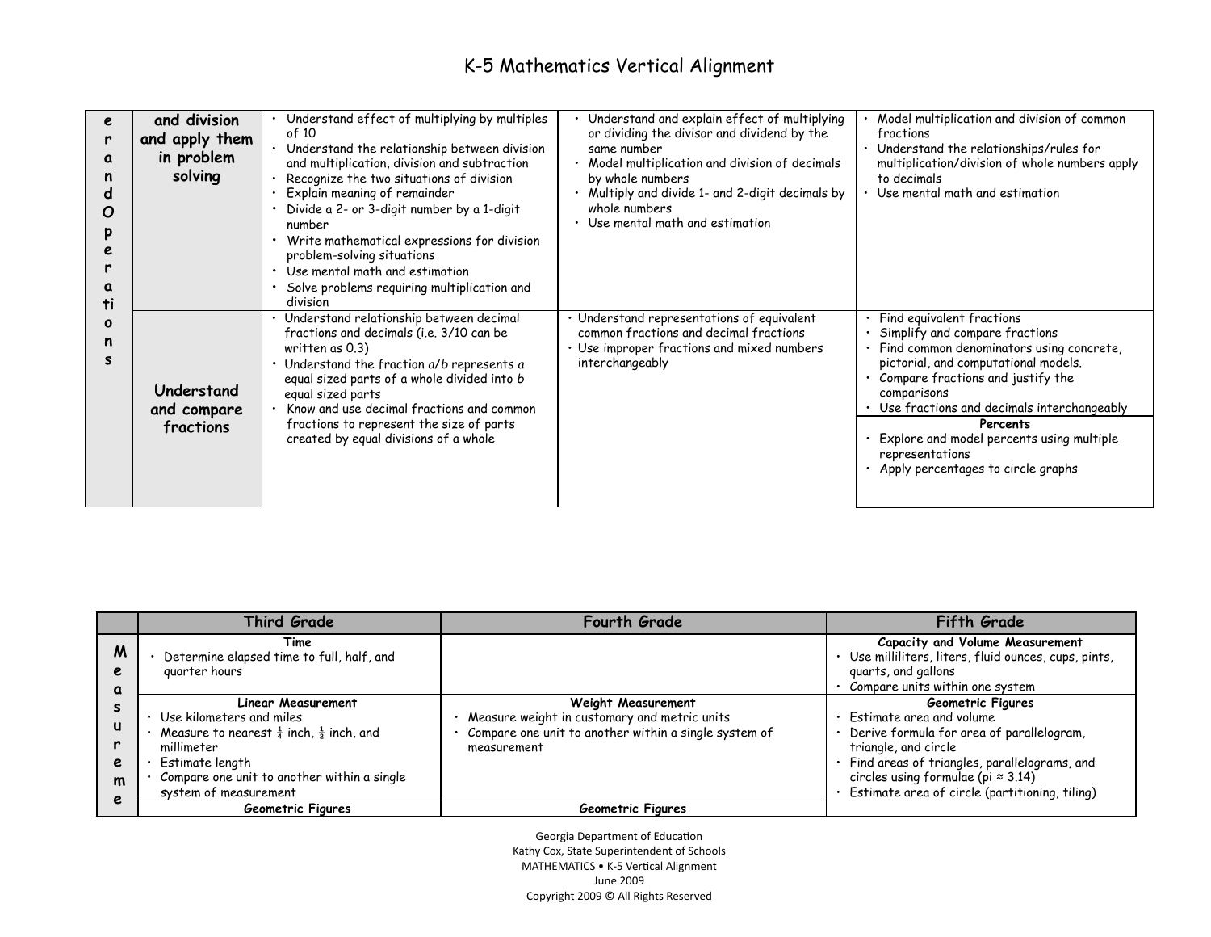# K-5 Mathematics Vertical Alignment

| | | | | |
|---|---|---|---|---|
| **erandOperations** (continued) | **and division and apply them in problem solving** | • Understand effect of multiplying by multiples of 10<br>• Understand the relationship between division and multiplication, division and subtraction<br>• Recognize the two situations of division<br>• Explain meaning of remainder<br>• Divide a 2- or 3-digit number by a 1-digit number<br>• Write mathematical expressions for division problem-solving situations<br>• Use mental math and estimation<br>• Solve problems requiring multiplication and division | • Understand and explain effect of multiplying or dividing the divisor and dividend by the same number<br>• Model multiplication and division of decimals by whole numbers<br>• Multiply and divide 1- and 2-digit decimals by whole numbers<br>• Use mental math and estimation | • Model multiplication and division of common fractions<br>• Understand the relationships/rules for multiplication/division of whole numbers apply to decimals<br>• Use mental math and estimation |
| | **Understand and compare fractions** | • Understand relationship between decimal fractions and decimals (i.e. 3/10 can be written as 0.3)<br>• Understand the fraction *a/b* represents *a* equal sized parts of a whole divided into *b* equal sized parts<br>• Know and use decimal fractions and common fractions to represent the size of parts created by equal divisions of a whole | • Understand representations of equivalent common fractions and decimal fractions<br>• Use improper fractions and mixed numbers interchangeably | • Find equivalent fractions<br>• Simplify and compare fractions<br>• Find common denominators using concrete, pictorial, and computational models.<br>• Compare fractions and justify the comparisons<br>• Use fractions and decimals interchangeably<br>**Percents**<br>• Explore and model percents using multiple representations<br>• Apply percentages to circle graphs |

| | Third Grade | Fourth Grade | Fifth Grade |
|---|---|---|---|
| **Measurement** | **Time**<br>• Determine elapsed time to full, half, and quarter hours | | **Capacity and Volume Measurement**<br>• Use milliliters, liters, fluid ounces, cups, pints, quarts, and gallons<br>• Compare units within one system |
| | **Linear Measurement**<br>• Use kilometers and miles<br>• Measure to nearest ¼ inch, ½ inch, and millimeter<br>• Estimate length<br>• Compare one unit to another within a single system of measurement | **Weight Measurement**<br>• Measure weight in customary and metric units<br>• Compare one unit to another within a single system of measurement | **Geometric Figures**<br>• Estimate area and volume<br>• Derive formula for area of parallelogram, triangle, and circle<br>• Find areas of triangles, parallelograms, and circles using formulae (pi ≈ 3.14)<br>• Estimate area of circle (partitioning, tiling) |
| | **Geometric Figures** | **Geometric Figures** | |

Georgia Department of Education
Kathy Cox, State Superintendent of Schools
MATHEMATICS • K-5 Vertical Alignment
June 2009
Copyright 2009 © All Rights Reserved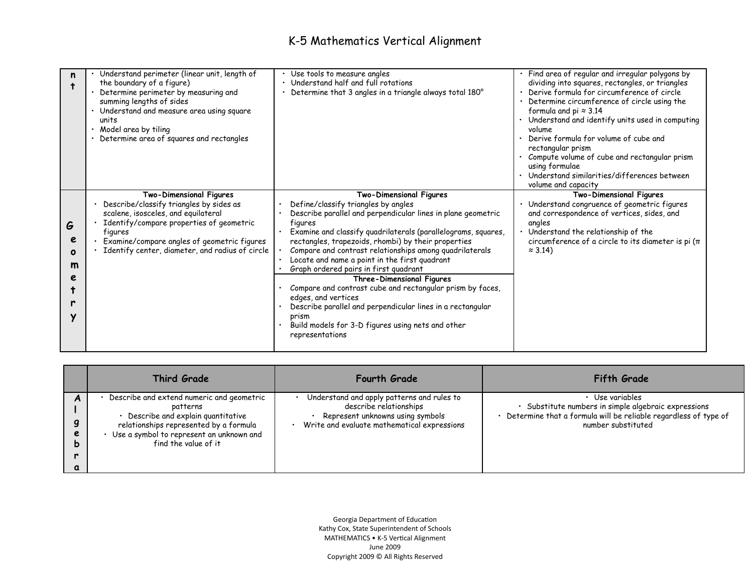# K-5 Mathematics Vertical Alignment

| | | | |
|---|---|---|---|
| **nt** | • Understand perimeter (linear unit, length of the boundary of a figure)<br>• Determine perimeter by measuring and summing lengths of sides<br>• Understand and measure area using square units<br>• Model area by tiling<br>• Determine area of squares and rectangles | • Use tools to measure angles<br>• Understand half and full rotations<br>• Determine that 3 angles in a triangle always total 180° | • Find area of regular and irregular polygons by dividing into squares, rectangles, or triangles<br>• Derive formula for circumference of circle<br>• Determine circumference of circle using the formula and pi ≈ 3.14<br>• Understand and identify units used in computing volume<br>• Derive formula for volume of cube and rectangular prism<br>• Compute volume of cube and rectangular prism using formulae<br>• Understand similarities/differences between volume and capacity |
| **Geometry** | **Two-Dimensional Figures**<br>• Describe/classify triangles by sides as scalene, isosceles, and equilateral<br>• Identify/compare properties of geometric figures<br>• Examine/compare angles of geometric figures<br>• Identify center, diameter, and radius of circle | **Two-Dimensional Figures**<br>• Define/classify triangles by angles<br>• Describe parallel and perpendicular lines in plane geometric figures<br>• Examine and classify quadrilaterals (parallelograms, squares, rectangles, trapezoids, rhombi) by their properties<br>• Compare and contrast relationships among quadrilaterals<br>• Locate and name a point in the first quadrant<br>• Graph ordered pairs in first quadrant<br>**Three-Dimensional Figures**<br>• Compare and contrast cube and rectangular prism by faces, edges, and vertices<br>• Describe parallel and perpendicular lines in a rectangular prism<br>• Build models for 3-D figures using nets and other representations | **Two-Dimensional Figures**<br>• Understand congruence of geometric figures and correspondence of vertices, sides, and angles<br>• Understand the relationship of the circumference of a circle to its diameter is pi (π ≈ 3.14) |

| | Third Grade | Fourth Grade | Fifth Grade |
|---|---|---|---|
| **Algebra** | • Describe and extend numeric and geometric patterns<br>• Describe and explain quantitative relationships represented by a formula<br>• Use a symbol to represent an unknown and find the value of it | • Understand and apply patterns and rules to describe relationships<br>• Represent unknowns using symbols<br>• Write and evaluate mathematical expressions | • Use variables<br>• Substitute numbers in simple algebraic expressions<br>• Determine that a formula will be reliable regardless of type of number substituted |

Georgia Department of Education
Kathy Cox, State Superintendent of Schools
MATHEMATICS • K-5 Vertical Alignment
June 2009
Copyright 2009 © All Rights Reserved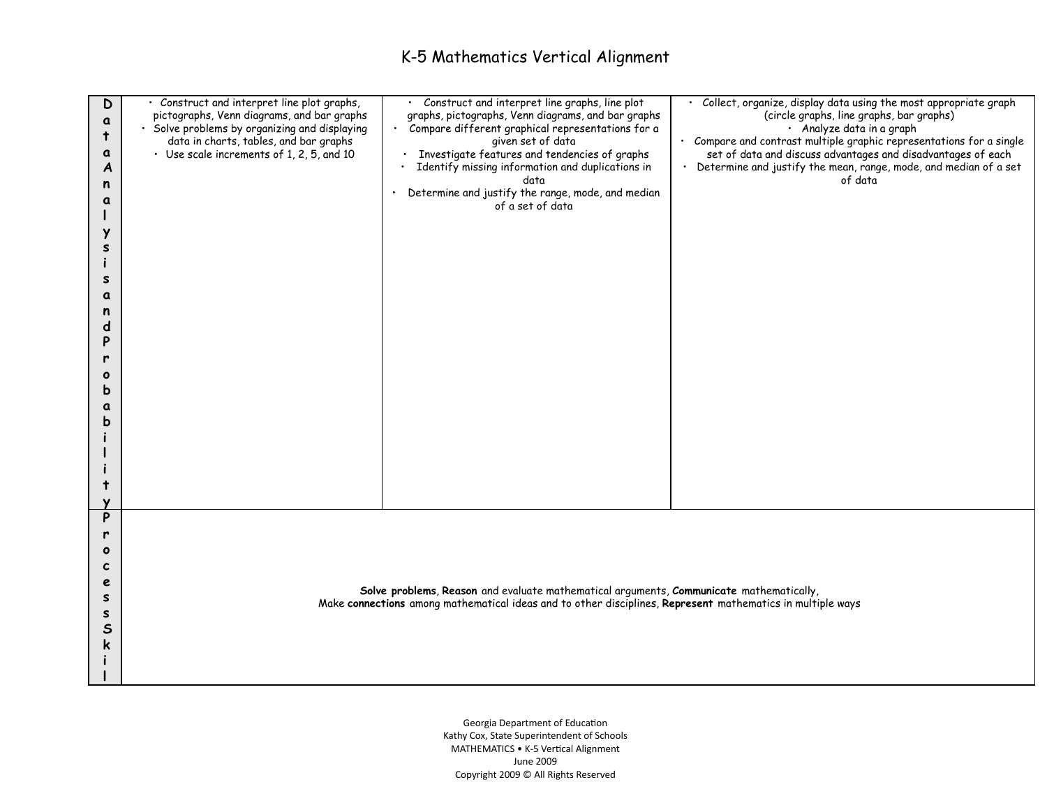# K-5 Mathematics Vertical Alignment

| | | | |
|---|---|---|---|
| **Data Analysis and Probability** | • Construct and interpret line plot graphs, pictographs, Venn diagrams, and bar graphs<br>• Solve problems by organizing and displaying data in charts, tables, and bar graphs<br>• Use scale increments of 1, 2, 5, and 10 | • Construct and interpret line graphs, line plot graphs, pictographs, Venn diagrams, and bar graphs<br>• Compare different graphical representations for a given set of data<br>• Investigate features and tendencies of graphs<br>• Identify missing information and duplications in data<br>• Determine and justify the range, mode, and median of a set of data | • Collect, organize, display data using the most appropriate graph (circle graphs, line graphs, bar graphs)<br>• Analyze data in a graph<br>• Compare and contrast multiple graphic representations for a single set of data and discuss advantages and disadvantages of each<br>• Determine and justify the mean, range, mode, and median of a set of data |
| **Process Skil** | **Solve problems**, **Reason** and evaluate mathematical arguments, **Communicate** mathematically, Make **connections** among mathematical ideas and to other disciplines, **Represent** mathematics in multiple ways | | |

Georgia Department of Education
Kathy Cox, State Superintendent of Schools
MATHEMATICS • K-5 Vertical Alignment
June 2009
Copyright 2009 © All Rights Reserved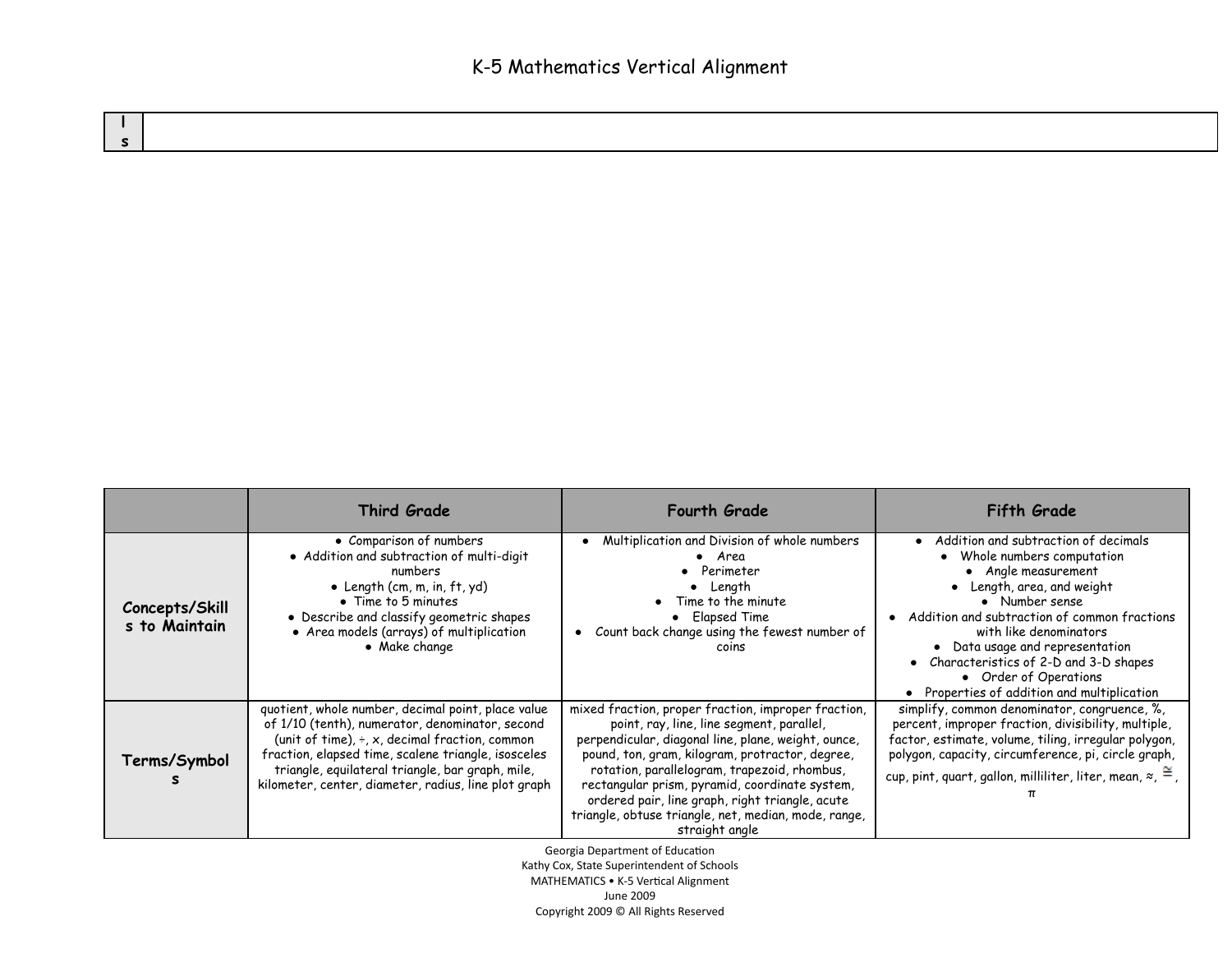# K-5 Mathematics Vertical Alignment

| l s | |
|---|---|

| | Third Grade | Fourth Grade | Fifth Grade |
|---|---|---|---|
| **Concepts/Skills to Maintain** | • Comparison of numbers<br>• Addition and subtraction of multi-digit numbers<br>• Length (cm, m, in, ft, yd)<br>• Time to 5 minutes<br>• Describe and classify geometric shapes<br>• Area models (arrays) of multiplication<br>• Make change | • Multiplication and Division of whole numbers<br>• Area<br>• Perimeter<br>• Length<br>• Time to the minute<br>• Elapsed Time<br>• Count back change using the fewest number of coins | • Addition and subtraction of decimals<br>• Whole numbers computation<br>• Angle measurement<br>• Length, area, and weight<br>• Number sense<br>• Addition and subtraction of common fractions with like denominators<br>• Data usage and representation<br>• Characteristics of 2-D and 3-D shapes<br>• Order of Operations<br>• Properties of addition and multiplication |
| **Terms/Symbols** | quotient, whole number, decimal point, place value of 1/10 (tenth), numerator, denominator, second (unit of time), ÷, x, decimal fraction, common fraction, elapsed time, scalene triangle, isosceles triangle, equilateral triangle, bar graph, mile, kilometer, center, diameter, radius, line plot graph | mixed fraction, proper fraction, improper fraction, point, ray, line, line segment, parallel, perpendicular, diagonal line, plane, weight, ounce, pound, ton, gram, kilogram, protractor, degree, rotation, parallelogram, trapezoid, rhombus, rectangular prism, pyramid, coordinate system, ordered pair, line graph, right triangle, acute triangle, obtuse triangle, net, median, mode, range, straight angle | simplify, common denominator, congruence, %, percent, improper fraction, divisibility, multiple, factor, estimate, volume, tiling, irregular polygon, polygon, capacity, circumference, pi, circle graph, cup, pint, quart, gallon, milliliter, liter, mean, ≈, ≅, π |

Georgia Department of Education
Kathy Cox, State Superintendent of Schools
MATHEMATICS • K-5 Vertical Alignment
June 2009
Copyright 2009 © All Rights Reserved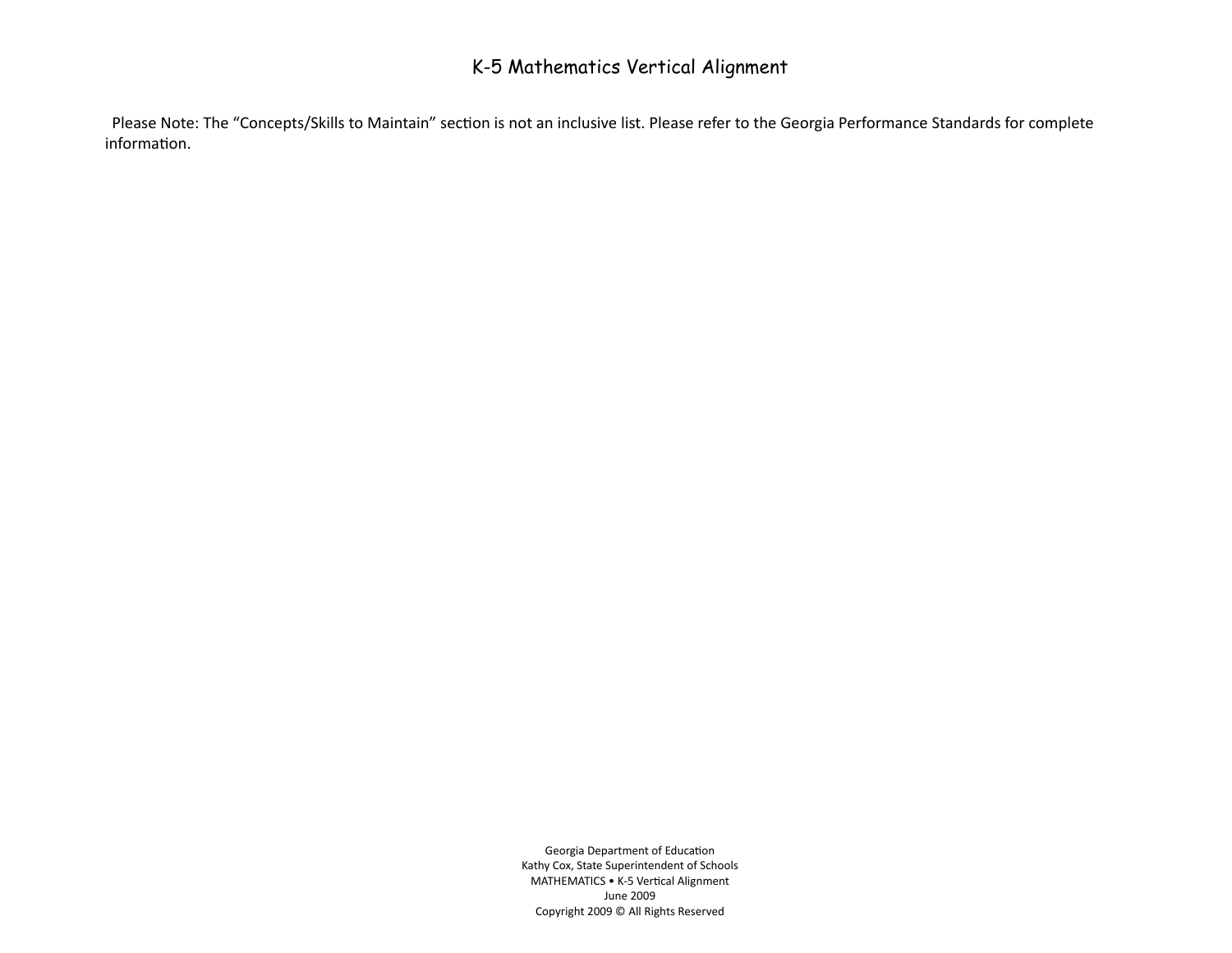# K-5 Mathematics Vertical Alignment

Please Note: The "Concepts/Skills to Maintain" section is not an inclusive list. Please refer to the Georgia Performance Standards for complete information.